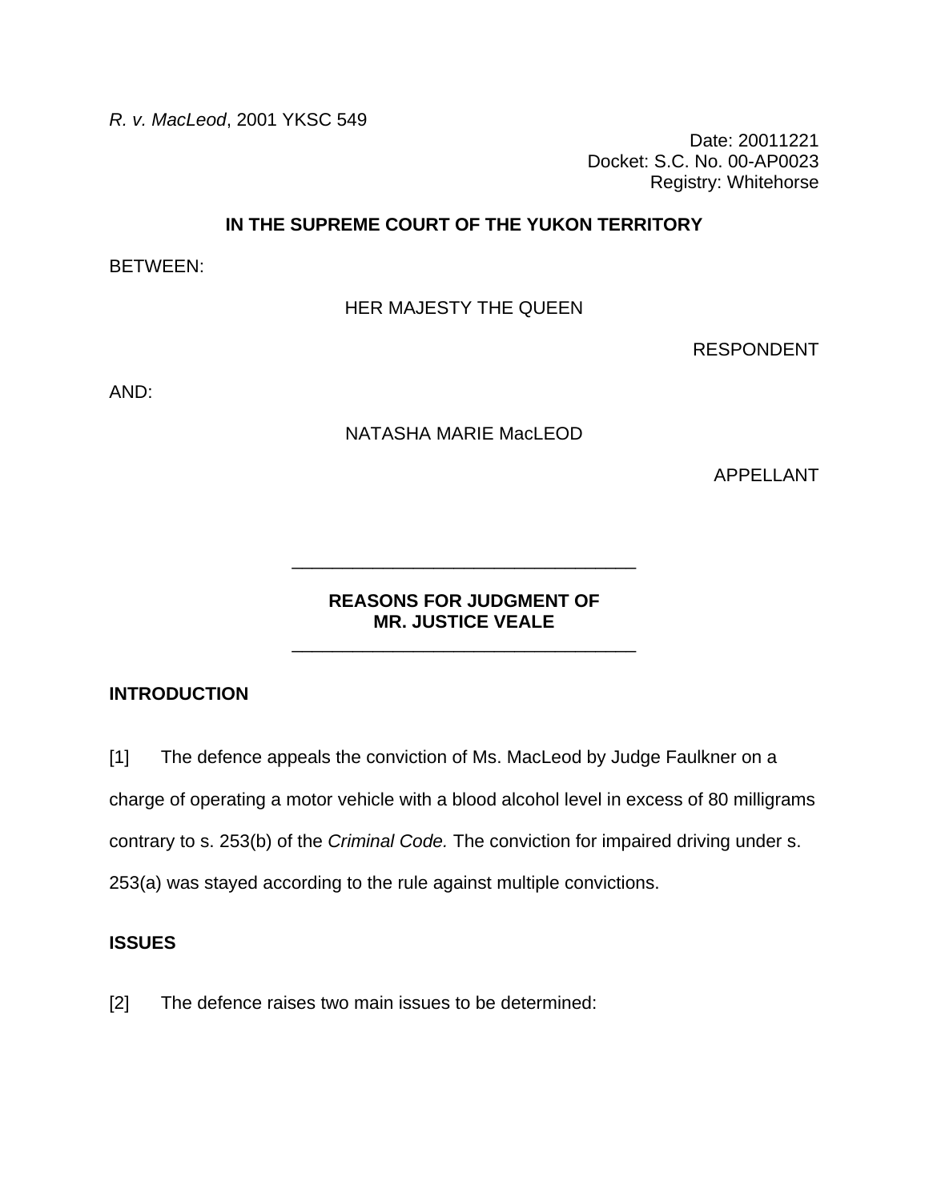*R. v. MacLeod*, 2001 YKSC 549

Date: 20011221
Docket: S.C. No. 00-AP0023
Registry: Whitehorse

**IN THE SUPREME COURT OF THE YUKON TERRITORY**

BETWEEN:

HER MAJESTY THE QUEEN

RESPONDENT

AND:

NATASHA MARIE MacLEOD

APPELLANT

---

**REASONS FOR JUDGMENT OF**
**MR. JUSTICE VEALE**

---

## INTRODUCTION

[1] The defence appeals the conviction of Ms. MacLeod by Judge Faulkner on a charge of operating a motor vehicle with a blood alcohol level in excess of 80 milligrams contrary to s. 253(b) of the *Criminal Code.* The conviction for impaired driving under s. 253(a) was stayed according to the rule against multiple convictions.

## ISSUES

[2] The defence raises two main issues to be determined: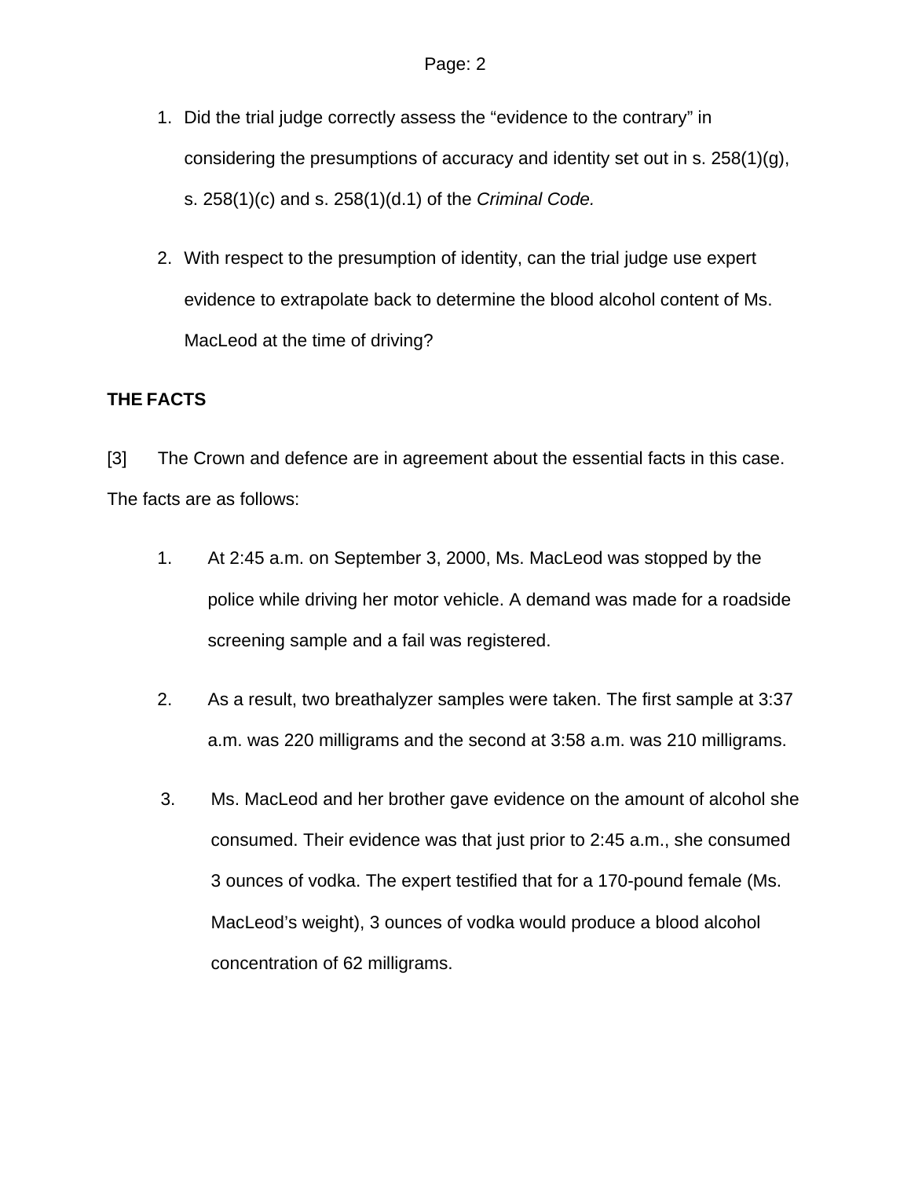1. Did the trial judge correctly assess the “evidence to the contrary” in considering the presumptions of accuracy and identity set out in s. 258(1)(g), s. 258(1)(c) and s. 258(1)(d.1) of the *Criminal Code.*

2. With respect to the presumption of identity, can the trial judge use expert evidence to extrapolate back to determine the blood alcohol content of Ms. MacLeod at the time of driving?

**THE FACTS**

[3] The Crown and defence are in agreement about the essential facts in this case. The facts are as follows:

1. At 2:45 a.m. on September 3, 2000, Ms. MacLeod was stopped by the police while driving her motor vehicle. A demand was made for a roadside screening sample and a fail was registered.

2. As a result, two breathalyzer samples were taken. The first sample at 3:37 a.m. was 220 milligrams and the second at 3:58 a.m. was 210 milligrams.

3. Ms. MacLeod and her brother gave evidence on the amount of alcohol she consumed. Their evidence was that just prior to 2:45 a.m., she consumed 3 ounces of vodka. The expert testified that for a 170-pound female (Ms. MacLeod’s weight), 3 ounces of vodka would produce a blood alcohol concentration of 62 milligrams.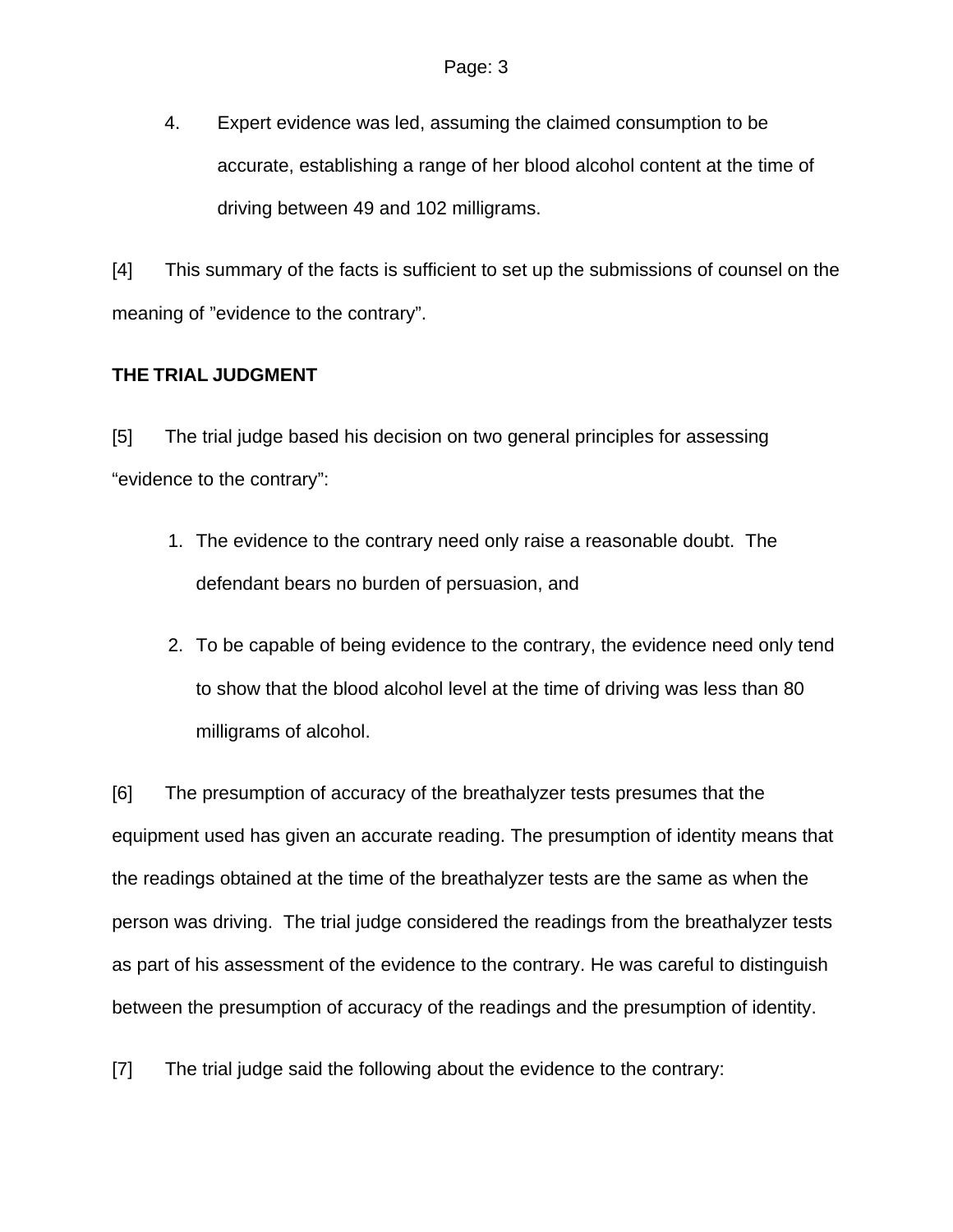4. Expert evidence was led, assuming the claimed consumption to be accurate, establishing a range of her blood alcohol content at the time of driving between 49 and 102 milligrams.

[4] This summary of the facts is sufficient to set up the submissions of counsel on the meaning of ”evidence to the contrary”.

**THE TRIAL JUDGMENT**

[5] The trial judge based his decision on two general principles for assessing “evidence to the contrary”:

1. The evidence to the contrary need only raise a reasonable doubt. The defendant bears no burden of persuasion, and

2. To be capable of being evidence to the contrary, the evidence need only tend to show that the blood alcohol level at the time of driving was less than 80 milligrams of alcohol.

[6] The presumption of accuracy of the breathalyzer tests presumes that the equipment used has given an accurate reading. The presumption of identity means that the readings obtained at the time of the breathalyzer tests are the same as when the person was driving. The trial judge considered the readings from the breathalyzer tests as part of his assessment of the evidence to the contrary. He was careful to distinguish between the presumption of accuracy of the readings and the presumption of identity.

[7] The trial judge said the following about the evidence to the contrary: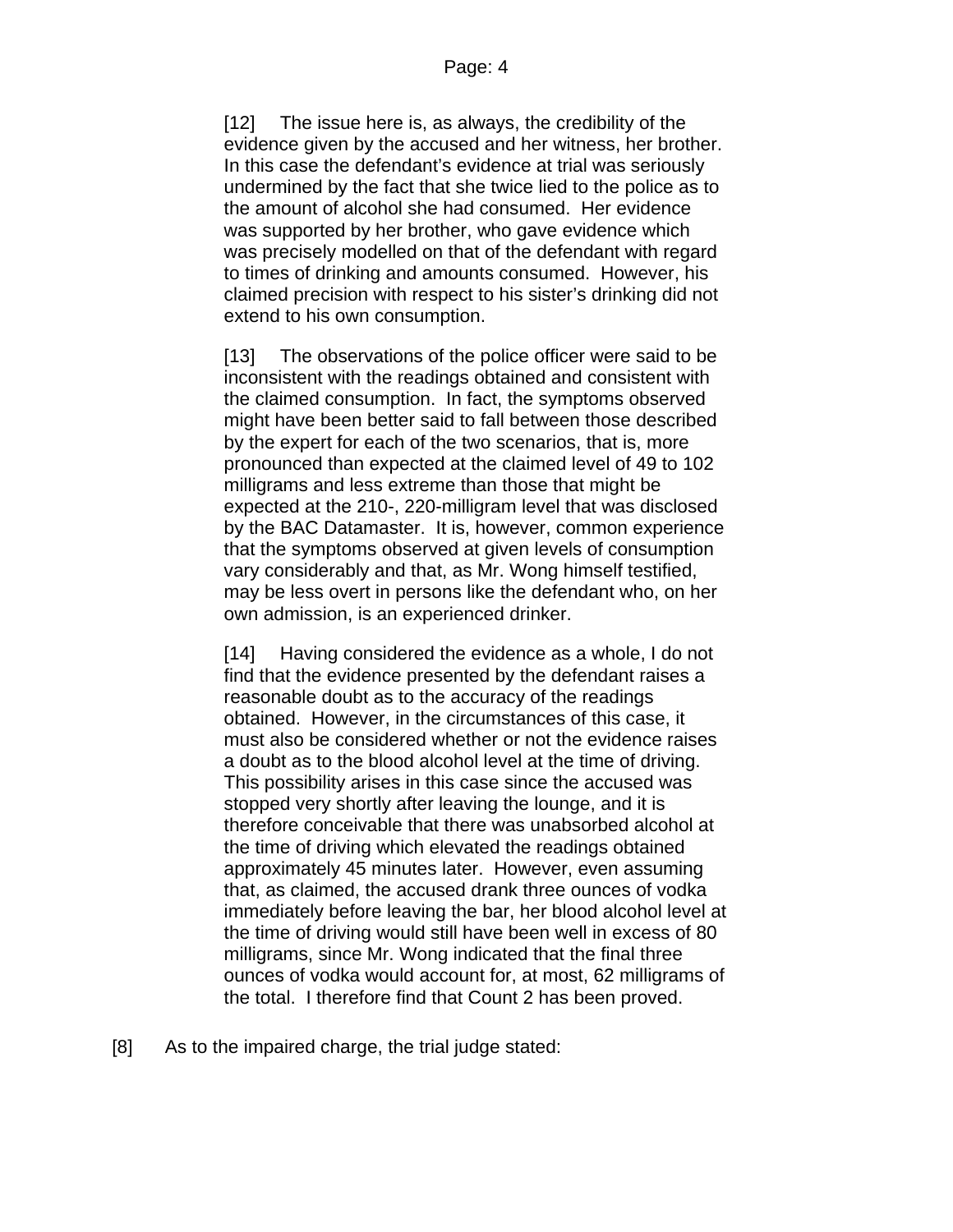> [12] The issue here is, as always, the credibility of the evidence given by the accused and her witness, her brother. In this case the defendant's evidence at trial was seriously undermined by the fact that she twice lied to the police as to the amount of alcohol she had consumed. Her evidence was supported by her brother, who gave evidence which was precisely modelled on that of the defendant with regard to times of drinking and amounts consumed. However, his claimed precision with respect to his sister's drinking did not extend to his own consumption.
>
> [13] The observations of the police officer were said to be inconsistent with the readings obtained and consistent with the claimed consumption. In fact, the symptoms observed might have been better said to fall between those described by the expert for each of the two scenarios, that is, more pronounced than expected at the claimed level of 49 to 102 milligrams and less extreme than those that might be expected at the 210-, 220-milligram level that was disclosed by the BAC Datamaster. It is, however, common experience that the symptoms observed at given levels of consumption vary considerably and that, as Mr. Wong himself testified, may be less overt in persons like the defendant who, on her own admission, is an experienced drinker.
>
> [14] Having considered the evidence as a whole, I do not find that the evidence presented by the defendant raises a reasonable doubt as to the accuracy of the readings obtained. However, in the circumstances of this case, it must also be considered whether or not the evidence raises a doubt as to the blood alcohol level at the time of driving. This possibility arises in this case since the accused was stopped very shortly after leaving the lounge, and it is therefore conceivable that there was unabsorbed alcohol at the time of driving which elevated the readings obtained approximately 45 minutes later. However, even assuming that, as claimed, the accused drank three ounces of vodka immediately before leaving the bar, her blood alcohol level at the time of driving would still have been well in excess of 80 milligrams, since Mr. Wong indicated that the final three ounces of vodka would account for, at most, 62 milligrams of the total. I therefore find that Count 2 has been proved.

[8] As to the impaired charge, the trial judge stated: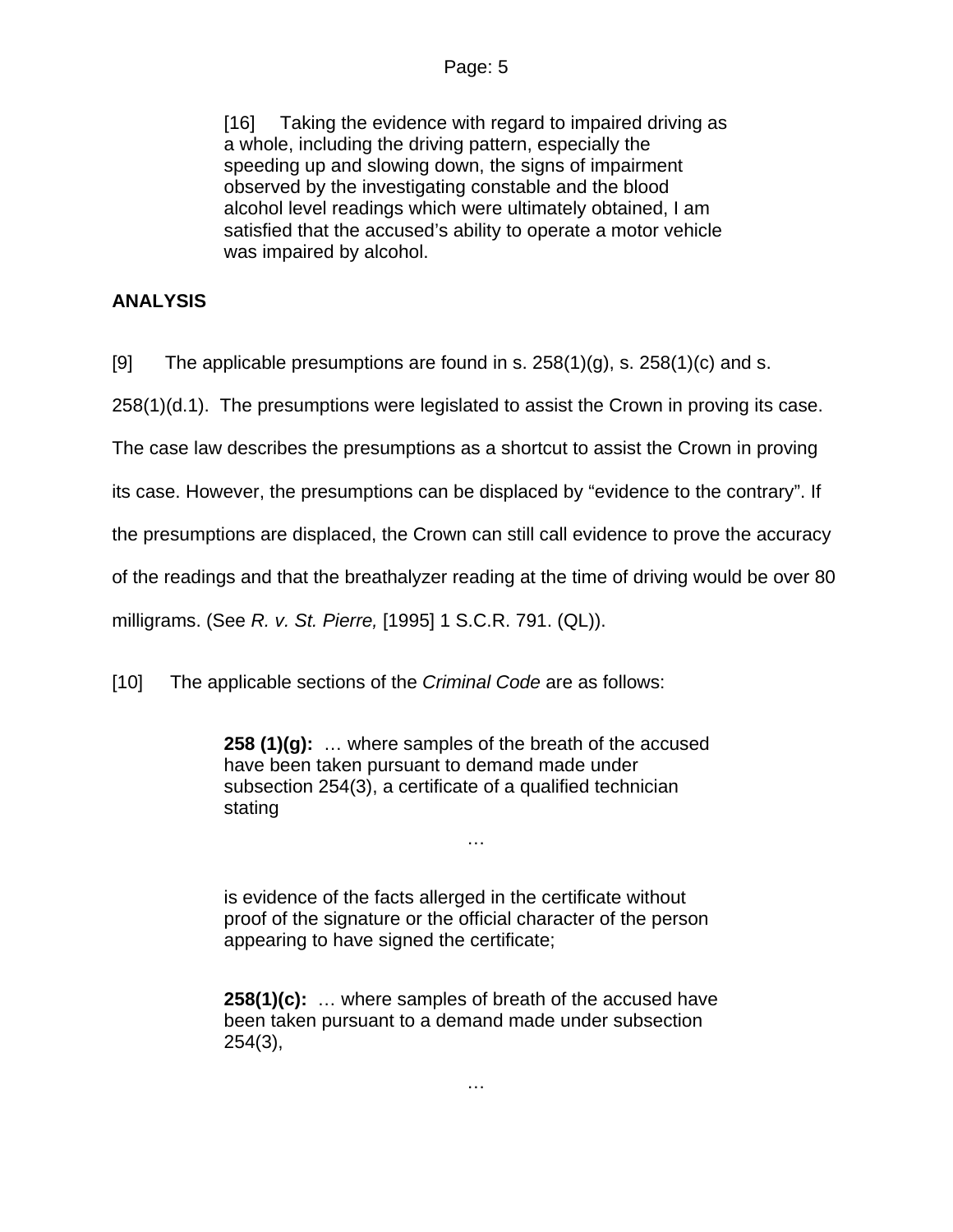> [16] Taking the evidence with regard to impaired driving as a whole, including the driving pattern, especially the speeding up and slowing down, the signs of impairment observed by the investigating constable and the blood alcohol level readings which were ultimately obtained, I am satisfied that the accused's ability to operate a motor vehicle was impaired by alcohol.

**ANALYSIS**

[9] The applicable presumptions are found in s. 258(1)(g), s. 258(1)(c) and s. 258(1)(d.1). The presumptions were legislated to assist the Crown in proving its case. The case law describes the presumptions as a shortcut to assist the Crown in proving its case. However, the presumptions can be displaced by "evidence to the contrary". If the presumptions are displaced, the Crown can still call evidence to prove the accuracy of the readings and that the breathalyzer reading at the time of driving would be over 80 milligrams. (See *R. v. St. Pierre,* [1995] 1 S.C.R. 791. (QL)).

[10] The applicable sections of the *Criminal Code* are as follows:

> **258 (1)(g):** … where samples of the breath of the accused have been taken pursuant to demand made under subsection 254(3), a certificate of a qualified technician stating
>
> …
>
> is evidence of the facts allerged in the certificate without proof of the signature or the official character of the person appearing to have signed the certificate;
>
> **258(1)(c):** … where samples of breath of the accused have been taken pursuant to a demand made under subsection 254(3),
>
> …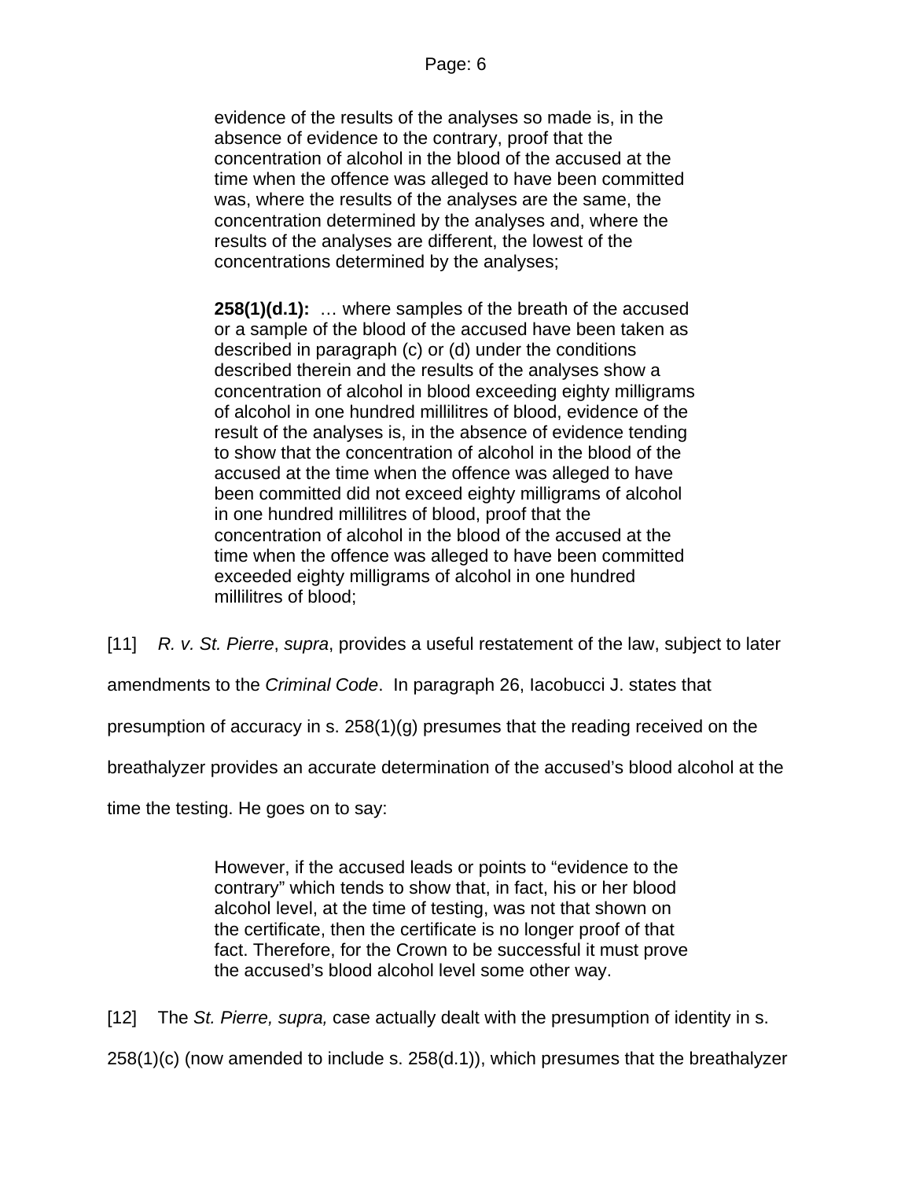> evidence of the results of the analyses so made is, in the absence of evidence to the contrary, proof that the concentration of alcohol in the blood of the accused at the time when the offence was alleged to have been committed was, where the results of the analyses are the same, the concentration determined by the analyses and, where the results of the analyses are different, the lowest of the concentrations determined by the analyses;
>
> **258(1)(d.1):** … where samples of the breath of the accused or a sample of the blood of the accused have been taken as described in paragraph (c) or (d) under the conditions described therein and the results of the analyses show a concentration of alcohol in blood exceeding eighty milligrams of alcohol in one hundred millilitres of blood, evidence of the result of the analyses is, in the absence of evidence tending to show that the concentration of alcohol in the blood of the accused at the time when the offence was alleged to have been committed did not exceed eighty milligrams of alcohol in one hundred millilitres of blood, proof that the concentration of alcohol in the blood of the accused at the time when the offence was alleged to have been committed exceeded eighty milligrams of alcohol in one hundred millilitres of blood;

[11] *R. v. St. Pierre*, *supra*, provides a useful restatement of the law, subject to later amendments to the *Criminal Code*. In paragraph 26, Iacobucci J. states that presumption of accuracy in s. 258(1)(g) presumes that the reading received on the breathalyzer provides an accurate determination of the accused's blood alcohol at the time the testing. He goes on to say:

> However, if the accused leads or points to "evidence to the contrary" which tends to show that, in fact, his or her blood alcohol level, at the time of testing, was not that shown on the certificate, then the certificate is no longer proof of that fact. Therefore, for the Crown to be successful it must prove the accused's blood alcohol level some other way.

[12] The *St. Pierre, supra,* case actually dealt with the presumption of identity in s. 258(1)(c) (now amended to include s. 258(d.1)), which presumes that the breathalyzer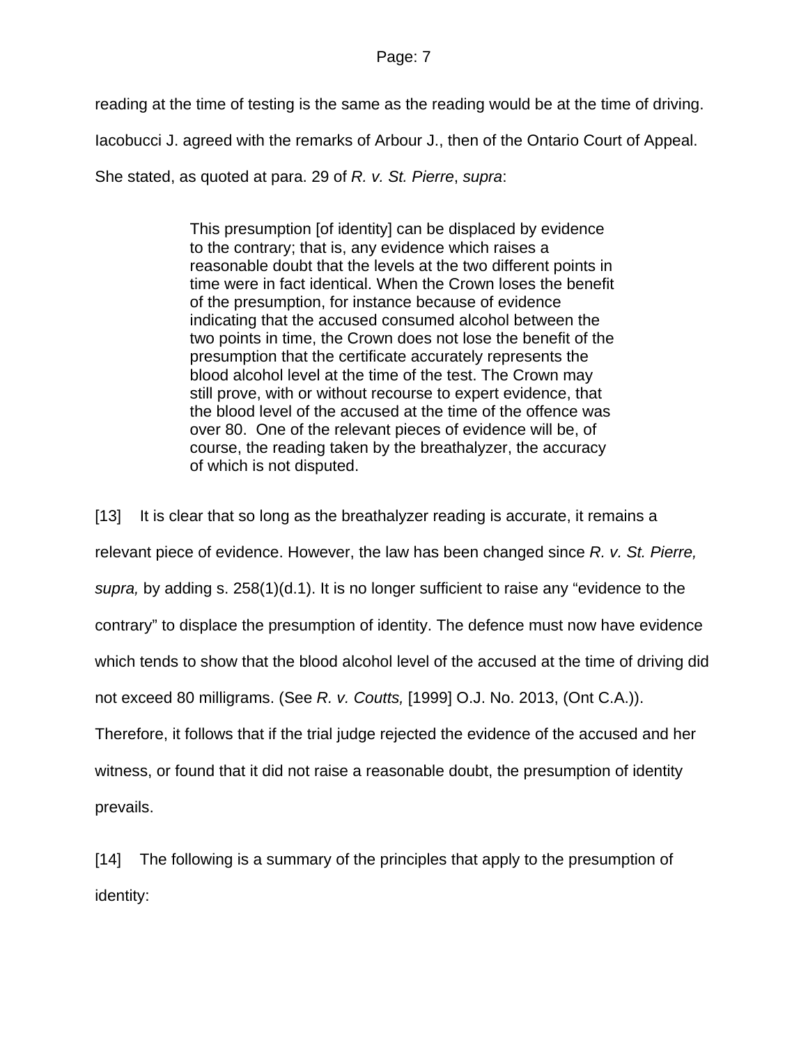reading at the time of testing is the same as the reading would be at the time of driving. Iacobucci J. agreed with the remarks of Arbour J., then of the Ontario Court of Appeal. She stated, as quoted at para. 29 of *R. v. St. Pierre*, *supra*:

> This presumption [of identity] can be displaced by evidence to the contrary; that is, any evidence which raises a reasonable doubt that the levels at the two different points in time were in fact identical. When the Crown loses the benefit of the presumption, for instance because of evidence indicating that the accused consumed alcohol between the two points in time, the Crown does not lose the benefit of the presumption that the certificate accurately represents the blood alcohol level at the time of the test. The Crown may still prove, with or without recourse to expert evidence, that the blood level of the accused at the time of the offence was over 80. One of the relevant pieces of evidence will be, of course, the reading taken by the breathalyzer, the accuracy of which is not disputed.

[13] It is clear that so long as the breathalyzer reading is accurate, it remains a relevant piece of evidence. However, the law has been changed since *R. v. St. Pierre, supra,* by adding s. 258(1)(d.1). It is no longer sufficient to raise any "evidence to the contrary" to displace the presumption of identity. The defence must now have evidence which tends to show that the blood alcohol level of the accused at the time of driving did not exceed 80 milligrams. (See *R. v. Coutts,* [1999] O.J. No. 2013, (Ont C.A.)). Therefore, it follows that if the trial judge rejected the evidence of the accused and her witness, or found that it did not raise a reasonable doubt, the presumption of identity prevails.

[14] The following is a summary of the principles that apply to the presumption of identity: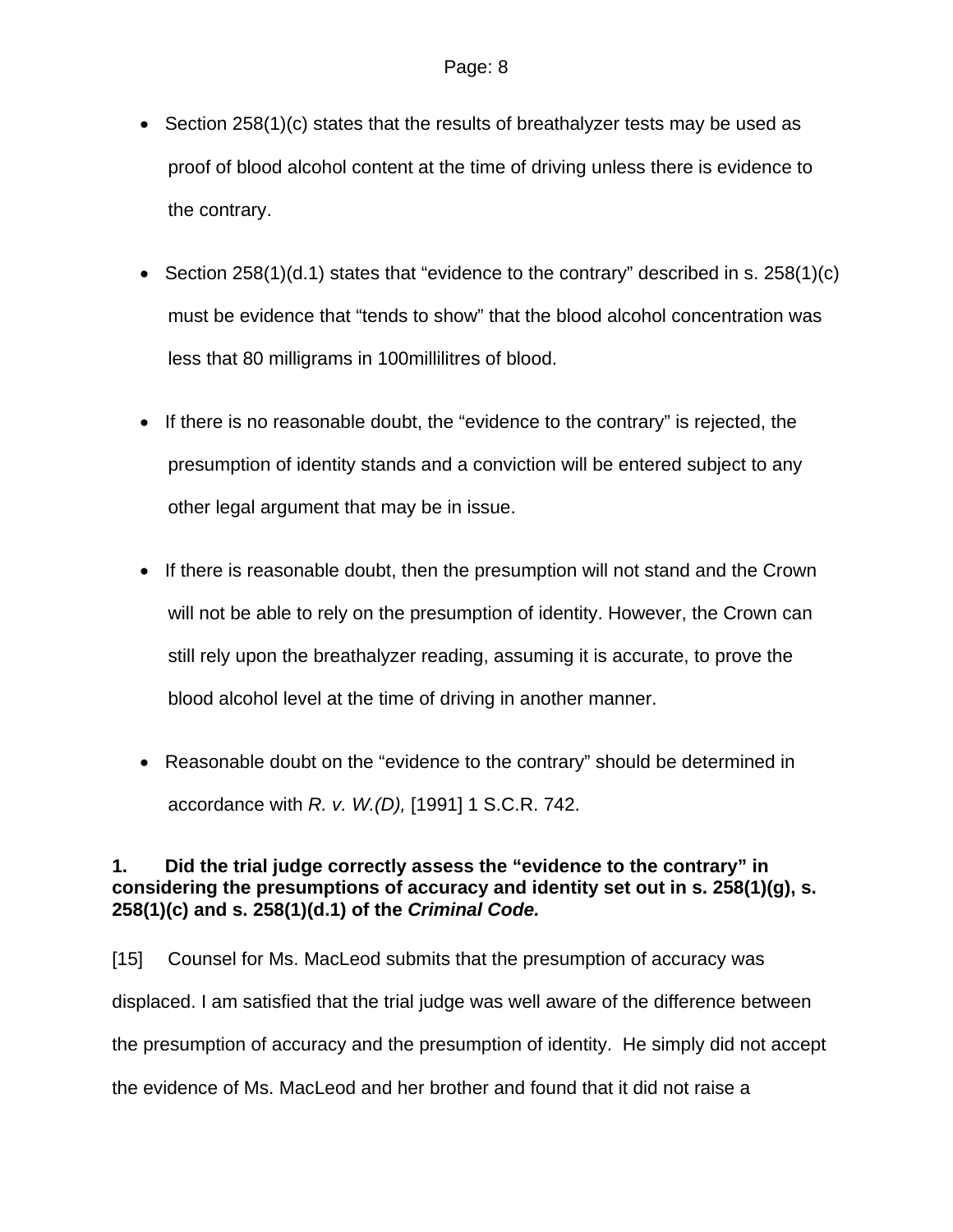- Section 258(1)(c) states that the results of breathalyzer tests may be used as proof of blood alcohol content at the time of driving unless there is evidence to the contrary.

- Section 258(1)(d.1) states that "evidence to the contrary" described in s. 258(1)(c) must be evidence that "tends to show" that the blood alcohol concentration was less that 80 milligrams in 100millilitres of blood.

- If there is no reasonable doubt, the "evidence to the contrary" is rejected, the presumption of identity stands and a conviction will be entered subject to any other legal argument that may be in issue.

- If there is reasonable doubt, then the presumption will not stand and the Crown will not be able to rely on the presumption of identity. However, the Crown can still rely upon the breathalyzer reading, assuming it is accurate, to prove the blood alcohol level at the time of driving in another manner.

- Reasonable doubt on the "evidence to the contrary" should be determined in accordance with *R. v. W.(D),* [1991] 1 S.C.R. 742.

**1. Did the trial judge correctly assess the "evidence to the contrary" in considering the presumptions of accuracy and identity set out in s. 258(1)(g), s. 258(1)(c) and s. 258(1)(d.1) of the *Criminal Code.***

[15] Counsel for Ms. MacLeod submits that the presumption of accuracy was displaced. I am satisfied that the trial judge was well aware of the difference between the presumption of accuracy and the presumption of identity. He simply did not accept the evidence of Ms. MacLeod and her brother and found that it did not raise a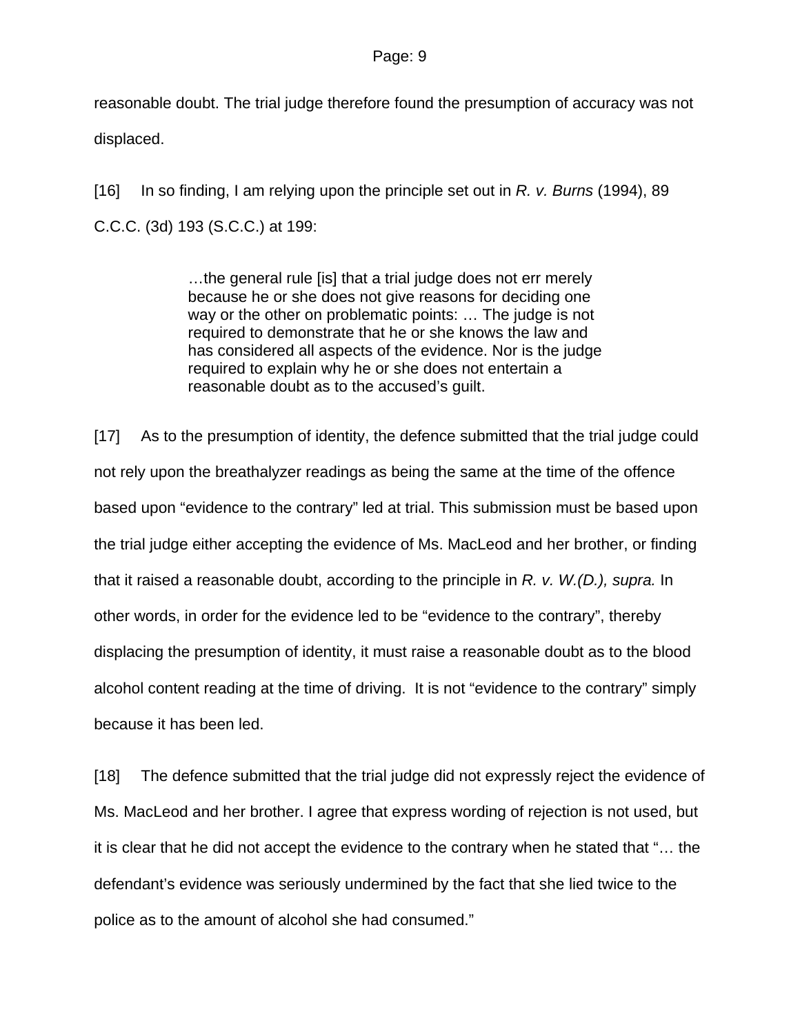reasonable doubt. The trial judge therefore found the presumption of accuracy was not displaced.

[16] In so finding, I am relying upon the principle set out in *R. v. Burns* (1994), 89 C.C.C. (3d) 193 (S.C.C.) at 199:

> …the general rule [is] that a trial judge does not err merely because he or she does not give reasons for deciding one way or the other on problematic points: … The judge is not required to demonstrate that he or she knows the law and has considered all aspects of the evidence. Nor is the judge required to explain why he or she does not entertain a reasonable doubt as to the accused's guilt.

[17] As to the presumption of identity, the defence submitted that the trial judge could not rely upon the breathalyzer readings as being the same at the time of the offence based upon "evidence to the contrary" led at trial. This submission must be based upon the trial judge either accepting the evidence of Ms. MacLeod and her brother, or finding that it raised a reasonable doubt, according to the principle in *R. v. W.(D.), supra.* In other words, in order for the evidence led to be "evidence to the contrary", thereby displacing the presumption of identity, it must raise a reasonable doubt as to the blood alcohol content reading at the time of driving. It is not "evidence to the contrary" simply because it has been led.

[18] The defence submitted that the trial judge did not expressly reject the evidence of Ms. MacLeod and her brother. I agree that express wording of rejection is not used, but it is clear that he did not accept the evidence to the contrary when he stated that "… the defendant's evidence was seriously undermined by the fact that she lied twice to the police as to the amount of alcohol she had consumed."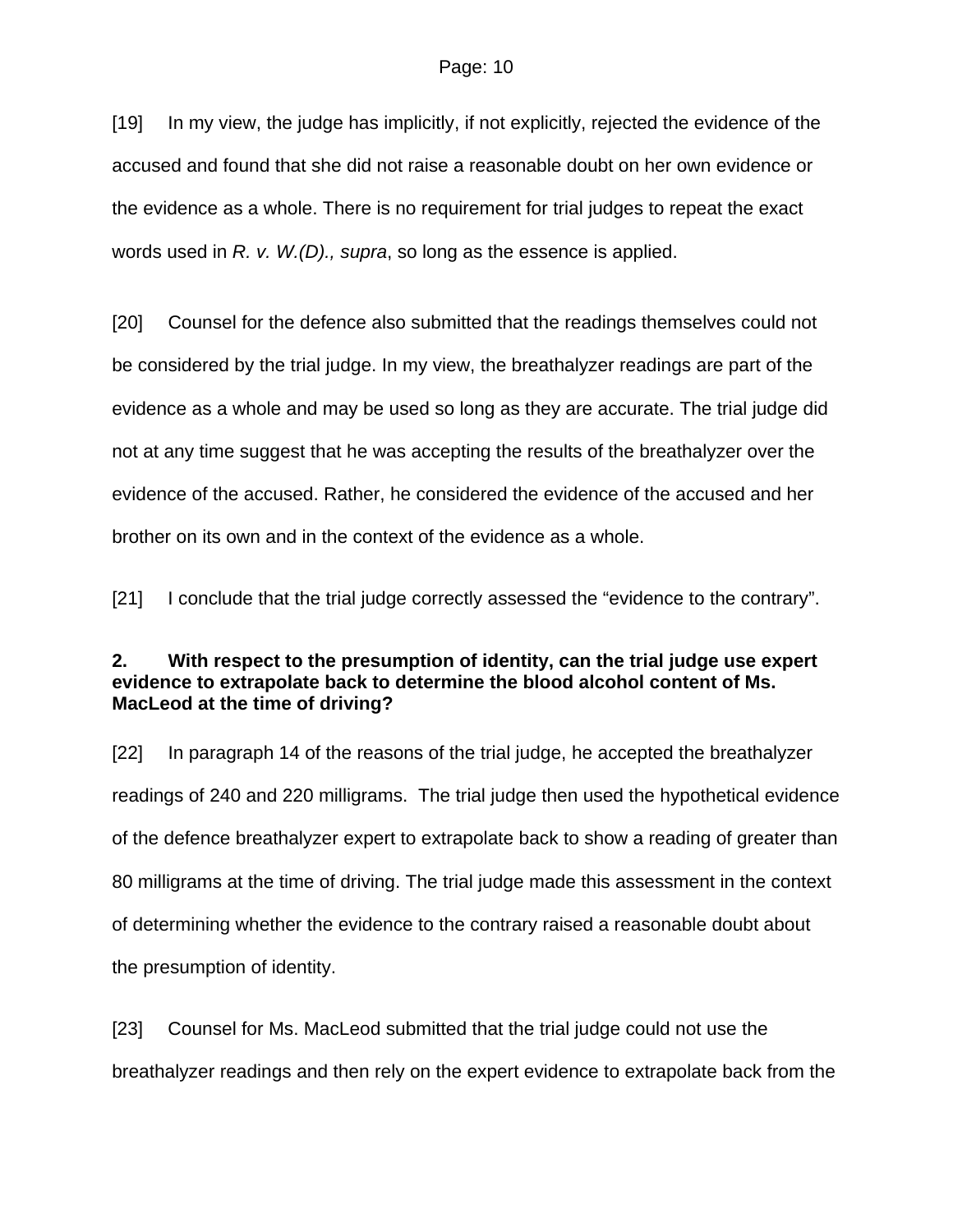[19] In my view, the judge has implicitly, if not explicitly, rejected the evidence of the accused and found that she did not raise a reasonable doubt on her own evidence or the evidence as a whole. There is no requirement for trial judges to repeat the exact words used in *R. v. W.(D)., supra*, so long as the essence is applied.

[20] Counsel for the defence also submitted that the readings themselves could not be considered by the trial judge. In my view, the breathalyzer readings are part of the evidence as a whole and may be used so long as they are accurate. The trial judge did not at any time suggest that he was accepting the results of the breathalyzer over the evidence of the accused. Rather, he considered the evidence of the accused and her brother on its own and in the context of the evidence as a whole.

[21] I conclude that the trial judge correctly assessed the "evidence to the contrary".

**2. With respect to the presumption of identity, can the trial judge use expert evidence to extrapolate back to determine the blood alcohol content of Ms. MacLeod at the time of driving?**

[22] In paragraph 14 of the reasons of the trial judge, he accepted the breathalyzer readings of 240 and 220 milligrams. The trial judge then used the hypothetical evidence of the defence breathalyzer expert to extrapolate back to show a reading of greater than 80 milligrams at the time of driving. The trial judge made this assessment in the context of determining whether the evidence to the contrary raised a reasonable doubt about the presumption of identity.

[23] Counsel for Ms. MacLeod submitted that the trial judge could not use the breathalyzer readings and then rely on the expert evidence to extrapolate back from the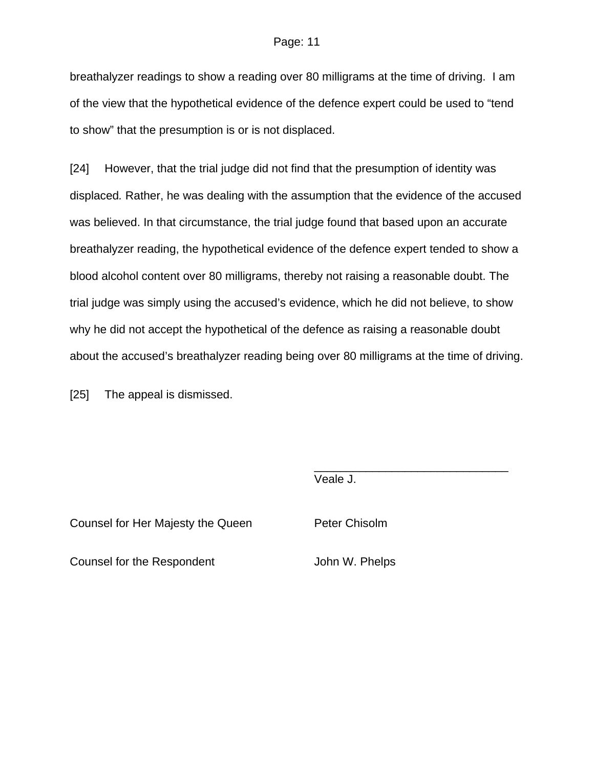breathalyzer readings to show a reading over 80 milligrams at the time of driving. I am of the view that the hypothetical evidence of the defence expert could be used to "tend to show" that the presumption is or is not displaced.

[24] However, that the trial judge did not find that the presumption of identity was displaced*.* Rather, he was dealing with the assumption that the evidence of the accused was believed. In that circumstance, the trial judge found that based upon an accurate breathalyzer reading, the hypothetical evidence of the defence expert tended to show a blood alcohol content over 80 milligrams, thereby not raising a reasonable doubt. The trial judge was simply using the accused's evidence, which he did not believe, to show why he did not accept the hypothetical of the defence as raising a reasonable doubt about the accused's breathalyzer reading being over 80 milligrams at the time of driving.

[25] The appeal is dismissed.

______________________________
Veale J.

Counsel for Her Majesty the Queen — Peter Chisolm

Counsel for the Respondent — John W. Phelps